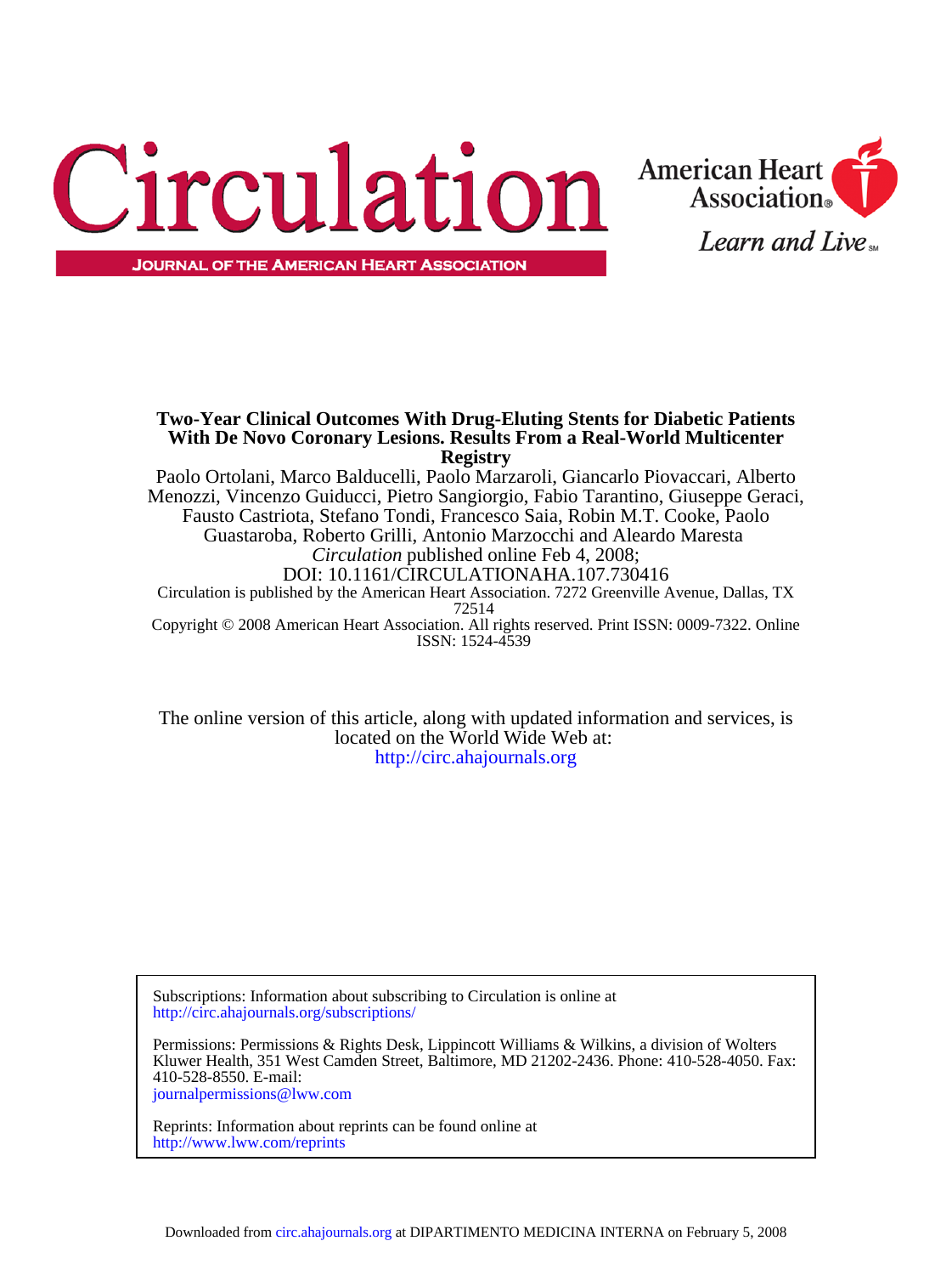# Two-Year Clinical Outcomes With Drug-Eluting Stents for Diabetic Patients With De Novo Coronary Lesions. Results From a Real-World Multicenter Registry

Paolo Ortolani, Marco Balducelli, Paolo Marzaroli, Giancarlo Piovaccari, Alberto Menozzi, Vincenzo Guiducci, Pietro Sangiorgio, Fabio Tarantino, Giuseppe Geraci, Fausto Castriota, Stefano Tondi, Francesco Saia, Robin M.T. Cooke, Paolo Guastaroba, Roberto Grilli, Antonio Marzocchi and Aleardo Maresta

*Circulation* published online Feb 4, 2008;

DOI: 10.1161/CIRCULATIONAHA.107.730416

Circulation is published by the American Heart Association. 7272 Greenville Avenue, Dallas, TX 72514

Copyright © 2008 American Heart Association. All rights reserved. Print ISSN: 0009-7322. Online ISSN: 1524-4539

The online version of this article, along with updated information and services, is located on the World Wide Web at:
http://circ.ahajournals.org

Subscriptions: Information about subscribing to Circulation is online at
http://circ.ahajournals.org/subscriptions/

Permissions: Permissions & Rights Desk, Lippincott Williams & Wilkins, a division of Wolters Kluwer Health, 351 West Camden Street, Baltimore, MD 21202-2436. Phone: 410-528-4050. Fax: 410-528-8550. E-mail:
journalpermissions@lww.com

Reprints: Information about reprints can be found online at
http://www.lww.com/reprints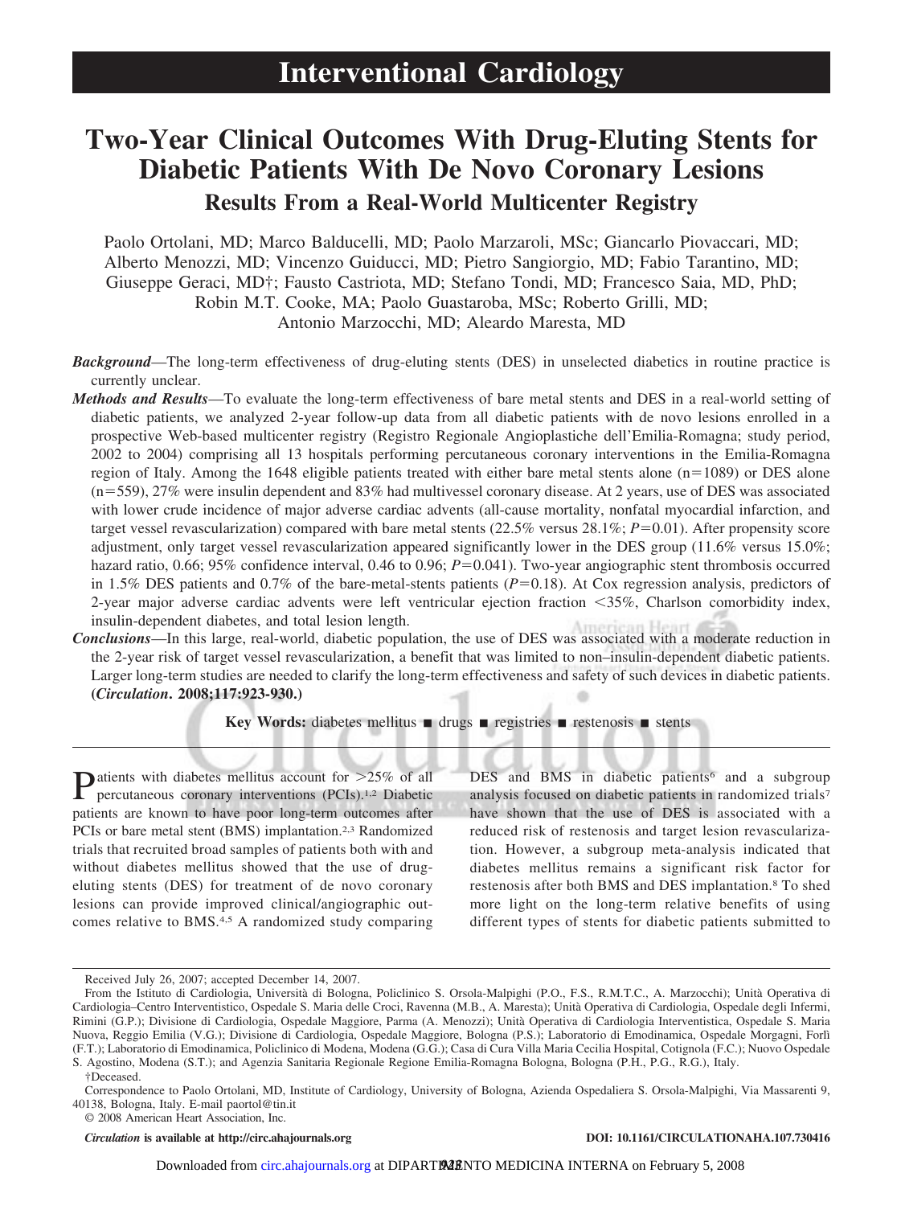# Interventional Cardiology

# Two-Year Clinical Outcomes With Drug-Eluting Stents for Diabetic Patients With De Novo Coronary Lesions

## Results From a Real-World Multicenter Registry

Paolo Ortolani, MD; Marco Balducelli, MD; Paolo Marzaroli, MSc; Giancarlo Piovaccari, MD; Alberto Menozzi, MD; Vincenzo Guiducci, MD; Pietro Sangiorgio, MD; Fabio Tarantino, MD; Giuseppe Geraci, MD†; Fausto Castriota, MD; Stefano Tondi, MD; Francesco Saia, MD, PhD; Robin M.T. Cooke, MA; Paolo Guastaroba, MSc; Roberto Grilli, MD; Antonio Marzocchi, MD; Aleardo Maresta, MD

***Background*****—**The long-term effectiveness of drug-eluting stents (DES) in unselected diabetics in routine practice is currently unclear.

***Methods and Results*****—**To evaluate the long-term effectiveness of bare metal stents and DES in a real-world setting of diabetic patients, we analyzed 2-year follow-up data from all diabetic patients with de novo lesions enrolled in a prospective Web-based multicenter registry (Registro Regionale Angioplastiche dell'Emilia-Romagna; study period, 2002 to 2004) comprising all 13 hospitals performing percutaneous coronary interventions in the Emilia-Romagna region of Italy. Among the 1648 eligible patients treated with either bare metal stents alone (n=1089) or DES alone (n=559), 27% were insulin dependent and 83% had multivessel coronary disease. At 2 years, use of DES was associated with lower crude incidence of major adverse cardiac advents (all-cause mortality, nonfatal myocardial infarction, and target vessel revascularization) compared with bare metal stents (22.5% versus 28.1%; *P*=0.01). After propensity score adjustment, only target vessel revascularization appeared significantly lower in the DES group (11.6% versus 15.0%; hazard ratio, 0.66; 95% confidence interval, 0.46 to 0.96; *P*=0.041). Two-year angiographic stent thrombosis occurred in 1.5% DES patients and 0.7% of the bare-metal-stents patients (*P*=0.18). At Cox regression analysis, predictors of 2-year major adverse cardiac advents were left ventricular ejection fraction <35%, Charlson comorbidity index, insulin-dependent diabetes, and total lesion length.

***Conclusions*****—**In this large, real-world, diabetic population, the use of DES was associated with a moderate reduction in the 2-year risk of target vessel revascularization, a benefit that was limited to non–insulin-dependent diabetic patients. Larger long-term studies are needed to clarify the long-term effectiveness and safety of such devices in diabetic patients. **(*Circulation*. 2008;117:923-930.)**

**Key Words:** diabetes mellitus ■ drugs ■ registries ■ restenosis ■ stents

Patients with diabetes mellitus account for >25% of all percutaneous coronary interventions (PCIs).[1,2] Diabetic patients are known to have poor long-term outcomes after PCIs or bare metal stent (BMS) implantation.[2,3] Randomized trials that recruited broad samples of patients both with and without diabetes mellitus showed that the use of drug-eluting stents (DES) for treatment of de novo coronary lesions can provide improved clinical/angiographic outcomes relative to BMS.[4,5] A randomized study comparing DES and BMS in diabetic patients[6] and a subgroup analysis focused on diabetic patients in randomized trials[7] have shown that the use of DES is associated with a reduced risk of restenosis and target lesion revascularization. However, a subgroup meta-analysis indicated that diabetes mellitus remains a significant risk factor for restenosis after both BMS and DES implantation.[8] To shed more light on the long-term relative benefits of using different types of stents for diabetic patients submitted to

---

Received July 26, 2007; accepted December 14, 2007.

From the Istituto di Cardiologia, Università di Bologna, Policlinico S. Orsola-Malpighi (P.O., F.S., R.M.T.C., A. Marzocchi); Unità Operativa di Cardiologia–Centro Interventistico, Ospedale S. Maria delle Croci, Ravenna (M.B., A. Maresta); Unità Operativa di Cardiologia, Ospedale degli Infermi, Rimini (G.P.); Divisione di Cardiologia, Ospedale Maggiore, Parma (A. Menozzi); Unità Operativa di Cardiologia Interventistica, Ospedale S. Maria Nuova, Reggio Emilia (V.G.); Divisione di Cardiologia, Ospedale Maggiore, Bologna (P.S.); Laboratorio di Emodinamica, Ospedale Morgagni, Forlì (F.T.); Laboratorio di Emodinamica, Policlinico di Modena, Modena (G.G.); Casa di Cura Villa Maria Cecilia Hospital, Cotignola (F.C.); Nuovo Ospedale S. Agostino, Modena (S.T.); and Agenzia Sanitaria Regionale Regione Emilia-Romagna Bologna, Bologna (P.H., P.G., R.G.), Italy.

†Deceased.

Correspondence to Paolo Ortolani, MD, Institute of Cardiology, University of Bologna, Azienda Ospedaliera S. Orsola-Malpighi, Via Massarenti 9, 40138, Bologna, Italy. E-mail paortol@tin.it

© 2008 American Heart Association, Inc.

*Circulation* is available at http://circ.ahajournals.org DOI: 10.1161/CIRCULATIONAHA.107.730416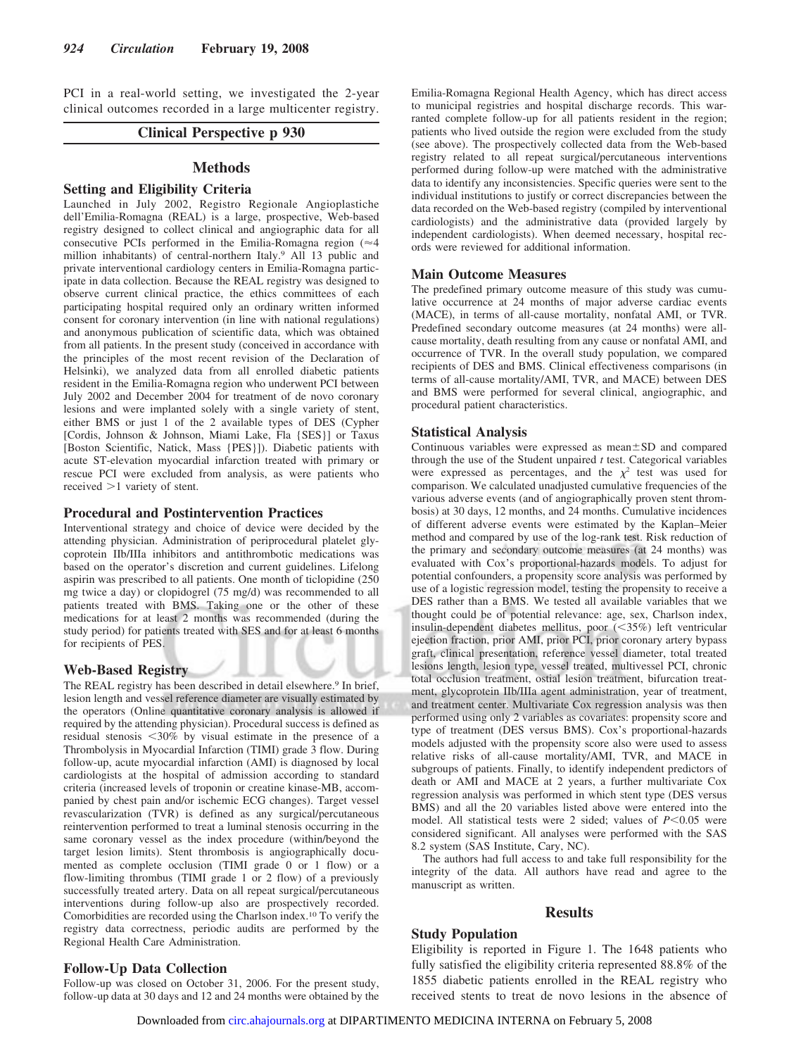PCI in a real-world setting, we investigated the 2-year clinical outcomes recorded in a large multicenter registry.

**Clinical Perspective p 930**

## Methods

### Setting and Eligibility Criteria

Launched in July 2002, Registro Regionale Angioplastiche dell'Emilia-Romagna (REAL) is a large, prospective, Web-based registry designed to collect clinical and angiographic data for all consecutive PCIs performed in the Emilia-Romagna region (≈4 million inhabitants) of central-northern Italy.[9] All 13 public and private interventional cardiology centers in Emilia-Romagna participate in data collection. Because the REAL registry was designed to observe current clinical practice, the ethics committees of each participating hospital required only an ordinary written informed consent for coronary intervention (in line with national regulations) and anonymous publication of scientific data, which was obtained from all patients. In the present study (conceived in accordance with the principles of the most recent revision of the Declaration of Helsinki), we analyzed data from all enrolled diabetic patients resident in the Emilia-Romagna region who underwent PCI between July 2002 and December 2004 for treatment of de novo coronary lesions and were implanted solely with a single variety of stent, either BMS or just 1 of the 2 available types of DES (Cypher [Cordis, Johnson & Johnson, Miami Lake, Fla {SES}] or Taxus [Boston Scientific, Natick, Mass {PES}]). Diabetic patients with acute ST-elevation myocardial infarction treated with primary or rescue PCI were excluded from analysis, as were patients who received >1 variety of stent.

### Procedural and Postintervention Practices

Interventional strategy and choice of device were decided by the attending physician. Administration of periprocedural platelet glycoprotein IIb/IIIa inhibitors and antithrombotic medications was based on the operator's discretion and current guidelines. Lifelong aspirin was prescribed to all patients. One month of ticlopidine (250 mg twice a day) or clopidogrel (75 mg/d) was recommended to all patients treated with BMS. Taking one or the other of these medications for at least 2 months was recommended (during the study period) for patients treated with SES and for at least 6 months for recipients of PES.

### Web-Based Registry

The REAL registry has been described in detail elsewhere.[9] In brief, lesion length and vessel reference diameter are visually estimated by the operators (Online quantitative coronary analysis is allowed if required by the attending physician). Procedural success is defined as residual stenosis <30% by visual estimate in the presence of a Thrombolysis in Myocardial Infarction (TIMI) grade 3 flow. During follow-up, acute myocardial infarction (AMI) is diagnosed by local cardiologists at the hospital of admission according to standard criteria (increased levels of troponin or creatine kinase-MB, accompanied by chest pain and/or ischemic ECG changes). Target vessel revascularization (TVR) is defined as any surgical/percutaneous reintervention performed to treat a luminal stenosis occurring in the same coronary vessel as the index procedure (within/beyond the target lesion limits). Stent thrombosis is angiographically documented as complete occlusion (TIMI grade 0 or 1 flow) or a flow-limiting thrombus (TIMI grade 1 or 2 flow) of a previously successfully treated artery. Data on all repeat surgical/percutaneous interventions during follow-up also are prospectively recorded. Comorbidities are recorded using the Charlson index.[10] To verify the registry data correctness, periodic audits are performed by the Regional Health Care Administration.

### Follow-Up Data Collection

Follow-up was closed on October 31, 2006. For the present study, follow-up data at 30 days and 12 and 24 months were obtained by the Emilia-Romagna Regional Health Agency, which has direct access to municipal registries and hospital discharge records. This warranted complete follow-up for all patients resident in the region; patients who lived outside the region were excluded from the study (see above). The prospectively collected data from the Web-based registry related to all repeat surgical/percutaneous interventions performed during follow-up were matched with the administrative data to identify any inconsistencies. Specific queries were sent to the individual institutions to justify or correct discrepancies between the data recorded on the Web-based registry (compiled by interventional cardiologists) and the administrative data (provided largely by independent cardiologists). When deemed necessary, hospital records were reviewed for additional information.

### Main Outcome Measures

The predefined primary outcome measure of this study was cumulative occurrence at 24 months of major adverse cardiac events (MACE), in terms of all-cause mortality, nonfatal AMI, or TVR. Predefined secondary outcome measures (at 24 months) were all-cause mortality, death resulting from any cause or nonfatal AMI, and occurrence of TVR. In the overall study population, we compared recipients of DES and BMS. Clinical effectiveness comparisons (in terms of all-cause mortality/AMI, TVR, and MACE) between DES and BMS were performed for several clinical, angiographic, and procedural patient characteristics.

### Statistical Analysis

Continuous variables were expressed as mean±SD and compared through the use of the Student unpaired *t* test. Categorical variables were expressed as percentages, and the $\chi^2$ test was used for comparison. We calculated unadjusted cumulative frequencies of the various adverse events (and of angiographically proven stent thrombosis) at 30 days, 12 months, and 24 months. Cumulative incidences of different adverse events were estimated by the Kaplan–Meier method and compared by use of the log-rank test. Risk reduction of the primary and secondary outcome measures (at 24 months) was evaluated with Cox's proportional-hazards models. To adjust for potential confounders, a propensity score analysis was performed by use of a logistic regression model, testing the propensity to receive a DES rather than a BMS. We tested all available variables that we thought could be of potential relevance: age, sex, Charlson index, insulin-dependent diabetes mellitus, poor (<35%) left ventricular ejection fraction, prior AMI, prior PCI, prior coronary artery bypass graft, clinical presentation, reference vessel diameter, total treated lesions length, lesion type, vessel treated, multivessel PCI, chronic total occlusion treatment, ostial lesion treatment, bifurcation treatment, glycoprotein IIb/IIIa agent administration, year of treatment, and treatment center. Multivariate Cox regression analysis was then performed using only 2 variables as covariates: propensity score and type of treatment (DES versus BMS). Cox's proportional-hazards models adjusted with the propensity score also were used to assess relative risks of all-cause mortality/AMI, TVR, and MACE in subgroups of patients. Finally, to identify independent predictors of death or AMI and MACE at 2 years, a further multivariate Cox regression analysis was performed in which stent type (DES versus BMS) and all the 20 variables listed above were entered into the model. All statistical tests were 2 sided; values of $P<0.05$ were considered significant. All analyses were performed with the SAS 8.2 system (SAS Institute, Cary, NC).

The authors had full access to and take full responsibility for the integrity of the data. All authors have read and agree to the manuscript as written.

## Results

### Study Population

Eligibility is reported in Figure 1. The 1648 patients who fully satisfied the eligibility criteria represented 88.8% of the 1855 diabetic patients enrolled in the REAL registry who received stents to treat de novo lesions in the absence of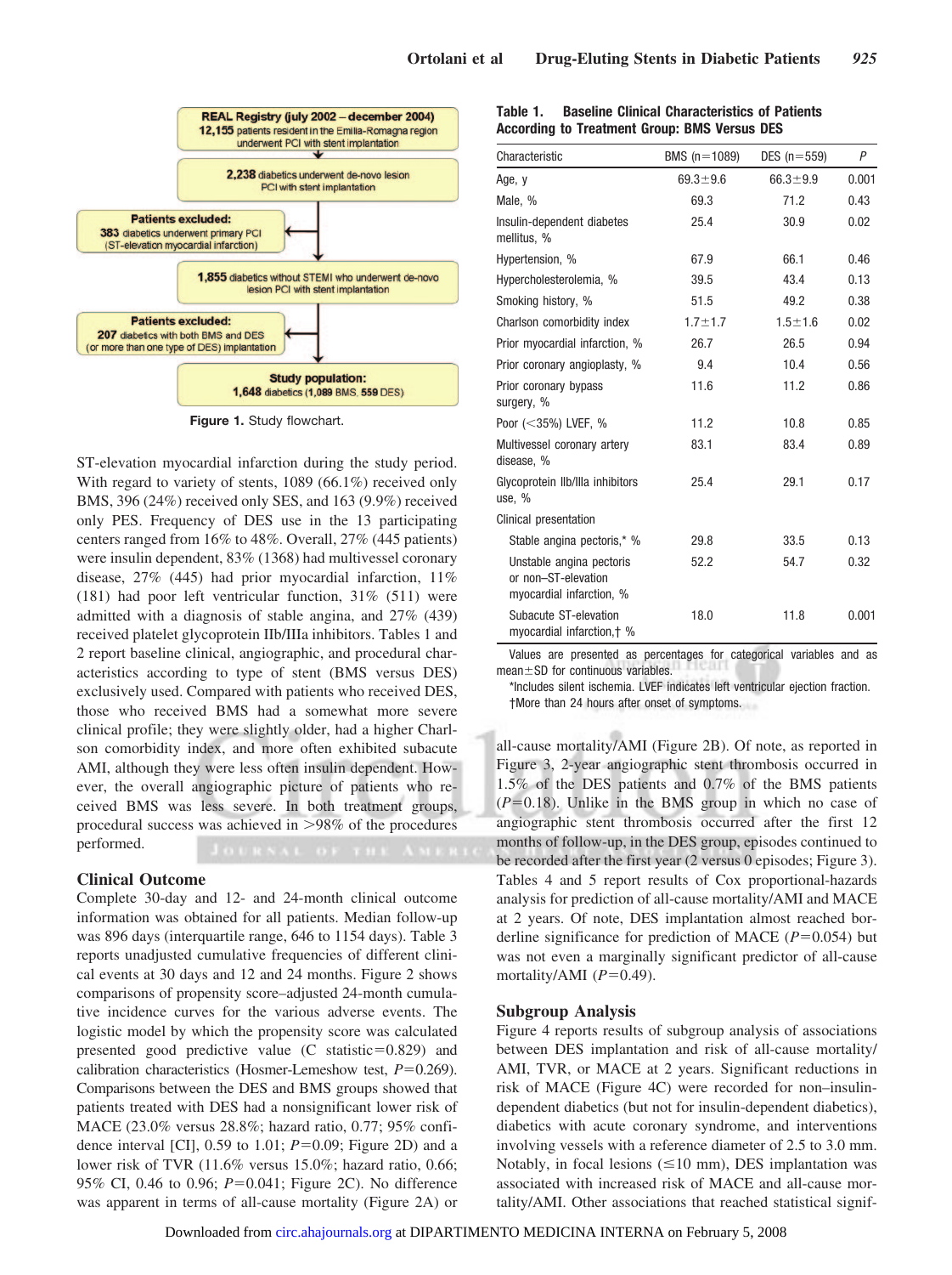**REAL Registry (july 2002 – december 2004)**
**12,155** patients resident in the Emilia-Romagna region underwent PCI with stent implantation

**2,238** diabetics underwent de-novo lesion PCI with stent implantation

**Patients excluded:**
**383** diabetics underwent primary PCI (ST-elevation myocardial infarction)

**1,855** diabetics without STEMI who underwent de-novo lesion PCI with stent implantation

**Patients excluded:**
**207** diabetics with both BMS and DES (or more than one type of DES) implantation

**Study population:**
**1,648** diabetics (1,089 BMS, 559 DES)

**Figure 1.** Study flowchart.

ST-elevation myocardial infarction during the study period. With regard to variety of stents, 1089 (66.1%) received only BMS, 396 (24%) received only SES, and 163 (9.9%) received only PES. Frequency of DES use in the 13 participating centers ranged from 16% to 48%. Overall, 27% (445 patients) were insulin dependent, 83% (1368) had multivessel coronary disease, 27% (445) had prior myocardial infarction, 11% (181) had poor left ventricular function, 31% (511) were admitted with a diagnosis of stable angina, and 27% (439) received platelet glycoprotein IIb/IIIa inhibitors. Tables 1 and 2 report baseline clinical, angiographic, and procedural characteristics according to type of stent (BMS versus DES) exclusively used. Compared with patients who received DES, those who received BMS had a somewhat more severe clinical profile; they were slightly older, had a higher Charlson comorbidity index, and more often exhibited subacute AMI, although they were less often insulin dependent. However, the overall angiographic picture of patients who received BMS was less severe. In both treatment groups, procedural success was achieved in >98% of the procedures performed.

**Table 1. Baseline Clinical Characteristics of Patients According to Treatment Group: BMS Versus DES**

| Characteristic | BMS (n=1089) | DES (n=559) | P |
|---|---|---|---|
| Age, y | 69.3±9.6 | 66.3±9.9 | 0.001 |
| Male, % | 69.3 | 71.2 | 0.43 |
| Insulin-dependent diabetes mellitus, % | 25.4 | 30.9 | 0.02 |
| Hypertension, % | 67.9 | 66.1 | 0.46 |
| Hypercholesterolemia, % | 39.5 | 43.4 | 0.13 |
| Smoking history, % | 51.5 | 49.2 | 0.38 |
| Charlson comorbidity index | 1.7±1.7 | 1.5±1.6 | 0.02 |
| Prior myocardial infarction, % | 26.7 | 26.5 | 0.94 |
| Prior coronary angioplasty, % | 9.4 | 10.4 | 0.56 |
| Prior coronary bypass surgery, % | 11.6 | 11.2 | 0.86 |
| Poor (<35%) LVEF, % | 11.2 | 10.8 | 0.85 |
| Multivessel coronary artery disease, % | 83.1 | 83.4 | 0.89 |
| Glycoprotein IIb/IIIa inhibitors use, % | 25.4 | 29.1 | 0.17 |
| Clinical presentation | | | |
| Stable angina pectoris,* % | 29.8 | 33.5 | 0.13 |
| Unstable angina pectoris or non–ST-elevation myocardial infarction, % | 52.2 | 54.7 | 0.32 |
| Subacute ST-elevation myocardial infarction,† % | 18.0 | 11.8 | 0.001 |

Values are presented as percentages for categorical variables and as mean±SD for continuous variables.

*Includes silent ischemia. LVEF indicates left ventricular ejection fraction.

†More than 24 hours after onset of symptoms.

## Clinical Outcome

Complete 30-day and 12- and 24-month clinical outcome information was obtained for all patients. Median follow-up was 896 days (interquartile range, 646 to 1154 days). Table 3 reports unadjusted cumulative frequencies of different clinical events at 30 days and 12 and 24 months. Figure 2 shows comparisons of propensity score–adjusted 24-month cumulative incidence curves for the various adverse events. The logistic model by which the propensity score was calculated presented good predictive value (C statistic=0.829) and calibration characteristics (Hosmer-Lemeshow test, $P$=0.269). Comparisons between the DES and BMS groups showed that patients treated with DES had a nonsignificant lower risk of MACE (23.0% versus 28.8%; hazard ratio, 0.77; 95% confidence interval [CI], 0.59 to 1.01; $P$=0.09; Figure 2D) and a lower risk of TVR (11.6% versus 15.0%; hazard ratio, 0.66; 95% CI, 0.46 to 0.96; $P$=0.041; Figure 2C). No difference was apparent in terms of all-cause mortality (Figure 2A) or all-cause mortality/AMI (Figure 2B). Of note, as reported in Figure 3, 2-year angiographic stent thrombosis occurred in 1.5% of the DES patients and 0.7% of the BMS patients ($P$=0.18). Unlike in the BMS group in which no case of angiographic stent thrombosis occurred after the first 12 months of follow-up, in the DES group, episodes continued to be recorded after the first year (2 versus 0 episodes; Figure 3). Tables 4 and 5 report results of Cox proportional-hazards analysis for prediction of all-cause mortality/AMI and MACE at 2 years. Of note, DES implantation almost reached borderline significance for prediction of MACE ($P$=0.054) but was not even a marginally significant predictor of all-cause mortality/AMI ($P$=0.49).

## Subgroup Analysis

Figure 4 reports results of subgroup analysis of associations between DES implantation and risk of all-cause mortality/AMI, TVR, or MACE at 2 years. Significant reductions in risk of MACE (Figure 4C) were recorded for non–insulin-dependent diabetics (but not for insulin-dependent diabetics), diabetics with acute coronary syndrome, and interventions involving vessels with a reference diameter of 2.5 to 3.0 mm. Notably, in focal lesions (≤10 mm), DES implantation was associated with increased risk of MACE and all-cause mortality/AMI. Other associations that reached statistical signif-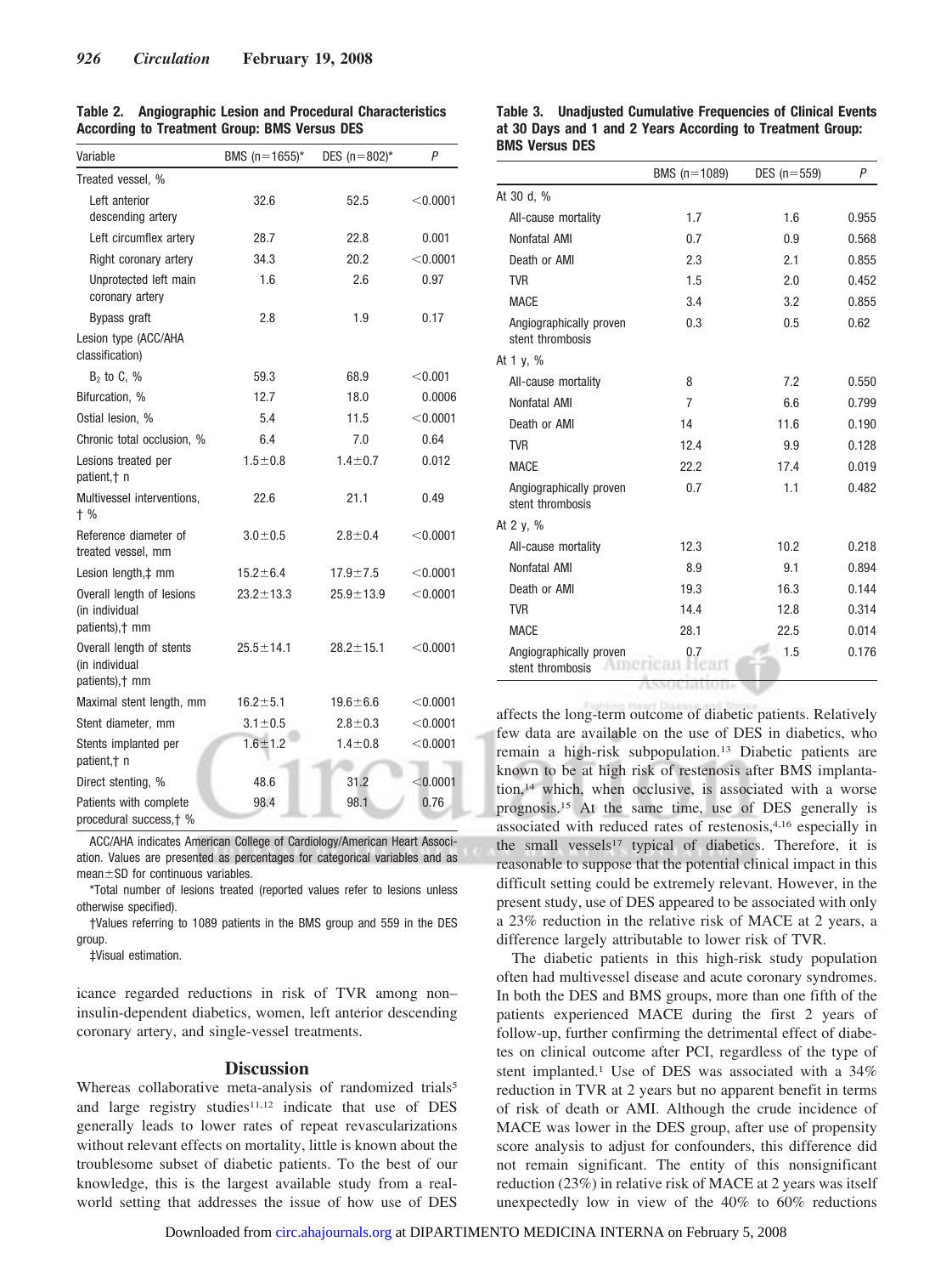**Table 2. Angiographic Lesion and Procedural Characteristics According to Treatment Group: BMS Versus DES**

| Variable | BMS (n=1655)* | DES (n=802)* | P |
|---|---|---|---|
| Treated vessel, % | | | |
| Left anterior descending artery | 32.6 | 52.5 | <0.0001 |
| Left circumflex artery | 28.7 | 22.8 | 0.001 |
| Right coronary artery | 34.3 | 20.2 | <0.0001 |
| Unprotected left main coronary artery | 1.6 | 2.6 | 0.97 |
| Bypass graft | 2.8 | 1.9 | 0.17 |
| Lesion type (ACC/AHA classification) | | | |
| $B_2$ to C, % | 59.3 | 68.9 | <0.001 |
| Bifurcation, % | 12.7 | 18.0 | 0.0006 |
| Ostial lesion, % | 5.4 | 11.5 | <0.0001 |
| Chronic total occlusion, % | 6.4 | 7.0 | 0.64 |
| Lesions treated per patient,† n | 1.5±0.8 | 1.4±0.7 | 0.012 |
| Multivessel interventions, † % | 22.6 | 21.1 | 0.49 |
| Reference diameter of treated vessel, mm | 3.0±0.5 | 2.8±0.4 | <0.0001 |
| Lesion length,‡ mm | 15.2±6.4 | 17.9±7.5 | <0.0001 |
| Overall length of lesions (in individual patients),† mm | 23.2±13.3 | 25.9±13.9 | <0.0001 |
| Overall length of stents (in individual patients),† mm | 25.5±14.1 | 28.2±15.1 | <0.0001 |
| Maximal stent length, mm | 16.2±5.1 | 19.6±6.6 | <0.0001 |
| Stent diameter, mm | 3.1±0.5 | 2.8±0.3 | <0.0001 |
| Stents implanted per patient,† n | 1.6±1.2 | 1.4±0.8 | <0.0001 |
| Direct stenting, % | 48.6 | 31.2 | <0.0001 |
| Patients with complete procedural success,† % | 98.4 | 98.1 | 0.76 |

ACC/AHA indicates American College of Cardiology/American Heart Association. Values are presented as percentages for categorical variables and as mean±SD for continuous variables.

*Total number of lesions treated (reported values refer to lesions unless otherwise specified).

†Values referring to 1089 patients in the BMS group and 559 in the DES group.

‡Visual estimation.

icance regarded reductions in risk of TVR among non–insulin-dependent diabetics, women, left anterior descending coronary artery, and single-vessel treatments.

## Discussion

Whereas collaborative meta-analysis of randomized trials[5] and large registry studies[11,12] indicate that use of DES generally leads to lower rates of repeat revascularizations without relevant effects on mortality, little is known about the troublesome subset of diabetic patients. To the best of our knowledge, this is the largest available study from a real-world setting that addresses the issue of how use of DES affects the long-term outcome of diabetic patients. Relatively few data are available on the use of DES in diabetics, who remain a high-risk subpopulation.[13] Diabetic patients are known to be at high risk of restenosis after BMS implantation,[14] which, when occlusive, is associated with a worse prognosis.[15] At the same time, use of DES generally is associated with reduced rates of restenosis,[4,16] especially in the small vessels[17] typical of diabetics. Therefore, it is reasonable to suppose that the potential clinical impact in this difficult setting could be extremely relevant. However, in the present study, use of DES appeared to be associated with only a 23% reduction in the relative risk of MACE at 2 years, a difference largely attributable to lower risk of TVR.

**Table 3. Unadjusted Cumulative Frequencies of Clinical Events at 30 Days and 1 and 2 Years According to Treatment Group: BMS Versus DES**

| | BMS (n=1089) | DES (n=559) | P |
|---|---|---|---|
| At 30 d, % | | | |
| All-cause mortality | 1.7 | 1.6 | 0.955 |
| Nonfatal AMI | 0.7 | 0.9 | 0.568 |
| Death or AMI | 2.3 | 2.1 | 0.855 |
| TVR | 1.5 | 2.0 | 0.452 |
| MACE | 3.4 | 3.2 | 0.855 |
| Angiographically proven stent thrombosis | 0.3 | 0.5 | 0.62 |
| At 1 y, % | | | |
| All-cause mortality | 8 | 7.2 | 0.550 |
| Nonfatal AMI | 7 | 6.6 | 0.799 |
| Death or AMI | 14 | 11.6 | 0.190 |
| TVR | 12.4 | 9.9 | 0.128 |
| MACE | 22.2 | 17.4 | 0.019 |
| Angiographically proven stent thrombosis | 0.7 | 1.1 | 0.482 |
| At 2 y, % | | | |
| All-cause mortality | 12.3 | 10.2 | 0.218 |
| Nonfatal AMI | 8.9 | 9.1 | 0.894 |
| Death or AMI | 19.3 | 16.3 | 0.144 |
| TVR | 14.4 | 12.8 | 0.314 |
| MACE | 28.1 | 22.5 | 0.014 |
| Angiographically proven stent thrombosis | 0.7 | 1.5 | 0.176 |

The diabetic patients in this high-risk study population often had multivessel disease and acute coronary syndromes. In both the DES and BMS groups, more than one fifth of the patients experienced MACE during the first 2 years of follow-up, further confirming the detrimental effect of diabetes on clinical outcome after PCI, regardless of the type of stent implanted.[1] Use of DES was associated with a 34% reduction in TVR at 2 years but no apparent benefit in terms of risk of death or AMI. Although the crude incidence of MACE was lower in the DES group, after use of propensity score analysis to adjust for confounders, this difference did not remain significant. The entity of this nonsignificant reduction (23%) in relative risk of MACE at 2 years was itself unexpectedly low in view of the 40% to 60% reductions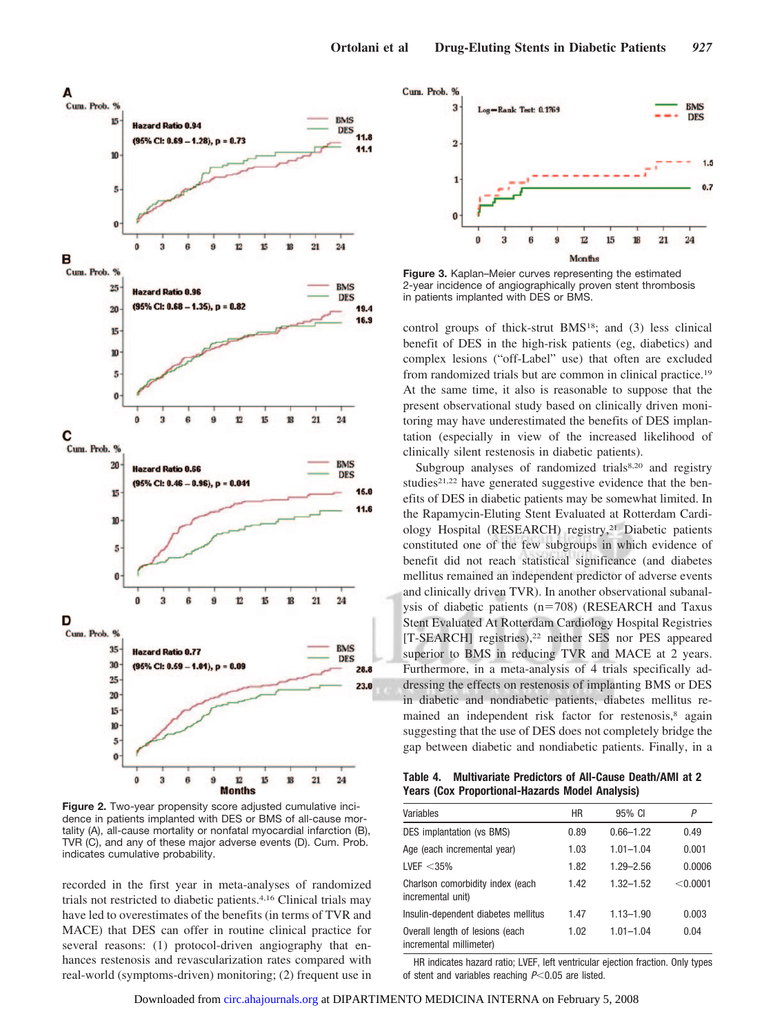Figure 2. Two-year propensity score adjusted cumulative incidence in patients implanted with DES or BMS of all-cause mortality (A), all-cause mortality or nonfatal myocardial infarction (B), TVR (C), and any of these major adverse events (D). Cum. Prob. indicates cumulative probability.

recorded in the first year in meta-analyses of randomized trials not restricted to diabetic patients.[4,16] Clinical trials may have led to overestimates of the benefits (in terms of TVR and MACE) that DES can offer in routine clinical practice for several reasons: (1) protocol-driven angiography that enhances restenosis and revascularization rates compared with real-world (symptoms-driven) monitoring; (2) frequent use in control groups of thick-strut BMS[18]; and (3) less clinical benefit of DES in the high-risk patients (eg, diabetics) and complex lesions ("off-Label" use) that often are excluded from randomized trials but are common in clinical practice.[19] At the same time, it also is reasonable to suppose that the present observational study based on clinically driven monitoring may have underestimated the benefits of DES implantation (especially in view of the increased likelihood of clinically silent restenosis in diabetic patients).

Subgroup analyses of randomized trials[8,20] and registry studies[21,22] have generated suggestive evidence that the benefits of DES in diabetic patients may be somewhat limited. In the Rapamycin-Eluting Stent Evaluated at Rotterdam Cardiology Hospital (RESEARCH) registry,[21] Diabetic patients constituted one of the few subgroups in which evidence of benefit did not reach statistical significance (and diabetes mellitus remained an independent predictor of adverse events and clinically driven TVR). In another observational subanalysis of diabetic patients (n=708) (RESEARCH and Taxus Stent Evaluated At Rotterdam Cardiology Hospital Registries [T-SEARCH] registries),[22] neither SES nor PES appeared superior to BMS in reducing TVR and MACE at 2 years. Furthermore, in a meta-analysis of 4 trials specifically addressing the effects on restenosis of implanting BMS or DES in diabetic and nondiabetic patients, diabetes mellitus remained an independent risk factor for restenosis,[8] again suggesting that the use of DES does not completely bridge the gap between diabetic and nondiabetic patients. Finally, in a

Figure 3. Kaplan–Meier curves representing the estimated 2-year incidence of angiographically proven stent thrombosis in patients implanted with DES or BMS.

**Table 4. Multivariate Predictors of All-Cause Death/AMI at 2 Years (Cox Proportional-Hazards Model Analysis)**

| Variables | HR | 95% CI | P |
|---|---|---|---|
| DES implantation (vs BMS) | 0.89 | 0.66–1.22 | 0.49 |
| Age (each incremental year) | 1.03 | 1.01–1.04 | 0.001 |
| LVEF <35% | 1.82 | 1.29–2.56 | 0.0006 |
| Charlson comorbidity index (each incremental unit) | 1.42 | 1.32–1.52 | <0.0001 |
| Insulin-dependent diabetes mellitus | 1.47 | 1.13–1.90 | 0.003 |
| Overall length of lesions (each incremental millimeter) | 1.02 | 1.01–1.04 | 0.04 |

HR indicates hazard ratio; LVEF, left ventricular ejection fraction. Only types of stent and variables reaching $P<0.05$ are listed.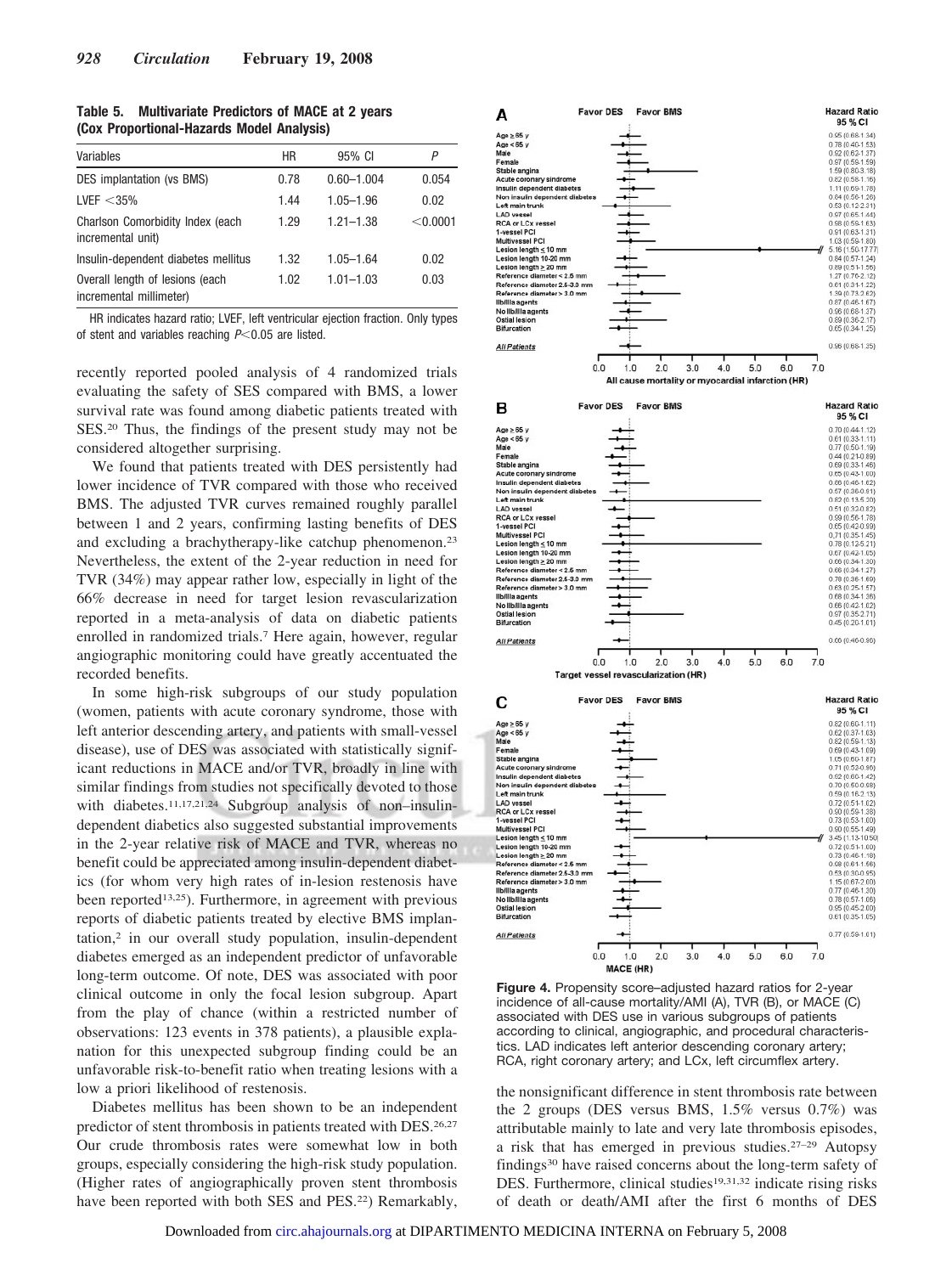**Table 5. Multivariate Predictors of MACE at 2 years (Cox Proportional-Hazards Model Analysis)**

| Variables | HR | 95% CI | P |
|---|---|---|---|
| DES implantation (vs BMS) | 0.78 | 0.60–1.004 | 0.054 |
| LVEF <35% | 1.44 | 1.05–1.96 | 0.02 |
| Charlson Comorbidity Index (each incremental unit) | 1.29 | 1.21–1.38 | <0.0001 |
| Insulin-dependent diabetes mellitus | 1.32 | 1.05–1.64 | 0.02 |
| Overall length of lesions (each incremental millimeter) | 1.02 | 1.01–1.03 | 0.03 |

HR indicates hazard ratio; LVEF, left ventricular ejection fraction. Only types of stent and variables reaching $P<0.05$ are listed.

recently reported pooled analysis of 4 randomized trials evaluating the safety of SES compared with BMS, a lower survival rate was found among diabetic patients treated with SES.[20] Thus, the findings of the present study may not be considered altogether surprising.

We found that patients treated with DES persistently had lower incidence of TVR compared with those who received BMS. The adjusted TVR curves remained roughly parallel between 1 and 2 years, confirming lasting benefits of DES and excluding a brachytherapy-like catchup phenomenon.[23] Nevertheless, the extent of the 2-year reduction in need for TVR (34%) may appear rather low, especially in light of the 66% decrease in need for target lesion revascularization reported in a meta-analysis of data on diabetic patients enrolled in randomized trials.[7] Here again, however, regular angiographic monitoring could have greatly accentuated the recorded benefits.

In some high-risk subgroups of our study population (women, patients with acute coronary syndrome, those with left anterior descending artery, and patients with small-vessel disease), use of DES was associated with statistically significant reductions in MACE and/or TVR, broadly in line with similar findings from studies not specifically devoted to those with diabetes.[11,17,21,24] Subgroup analysis of non–insulin-dependent diabetics also suggested substantial improvements in the 2-year relative risk of MACE and TVR, whereas no benefit could be appreciated among insulin-dependent diabetics (for whom very high rates of in-lesion restenosis have been reported[13,25]). Furthermore, in agreement with previous reports of diabetic patients treated by elective BMS implantation,[2] in our overall study population, insulin-dependent diabetes emerged as an independent predictor of unfavorable long-term outcome. Of note, DES was associated with poor clinical outcome in only the focal lesion subgroup. Apart from the play of chance (within a restricted number of observations: 123 events in 378 patients), a plausible explanation for this unexpected subgroup finding could be an unfavorable risk-to-benefit ratio when treating lesions with a low a priori likelihood of restenosis.

Diabetes mellitus has been shown to be an independent predictor of stent thrombosis in patients treated with DES.[26,27] Our crude thrombosis rates were somewhat low in both groups, especially considering the high-risk study population. (Higher rates of angiographically proven stent thrombosis have been reported with both SES and PES.[22]) Remarkably, the nonsignificant difference in stent thrombosis rate between the 2 groups (DES versus BMS, 1.5% versus 0.7%) was attributable mainly to late and very late thrombosis episodes, a risk that has emerged in previous studies.[27–29] Autopsy findings[30] have raised concerns about the long-term safety of DES. Furthermore, clinical studies[19,31,32] indicate rising risks of death or death/AMI after the first 6 months of DES

**Figure 4.** Propensity score–adjusted hazard ratios for 2-year incidence of all-cause mortality/AMI (A), TVR (B), or MACE (C) associated with DES use in various subgroups of patients according to clinical, angiographic, and procedural characteristics. LAD indicates left anterior descending coronary artery; RCA, right coronary artery; and LCx, left circumflex artery.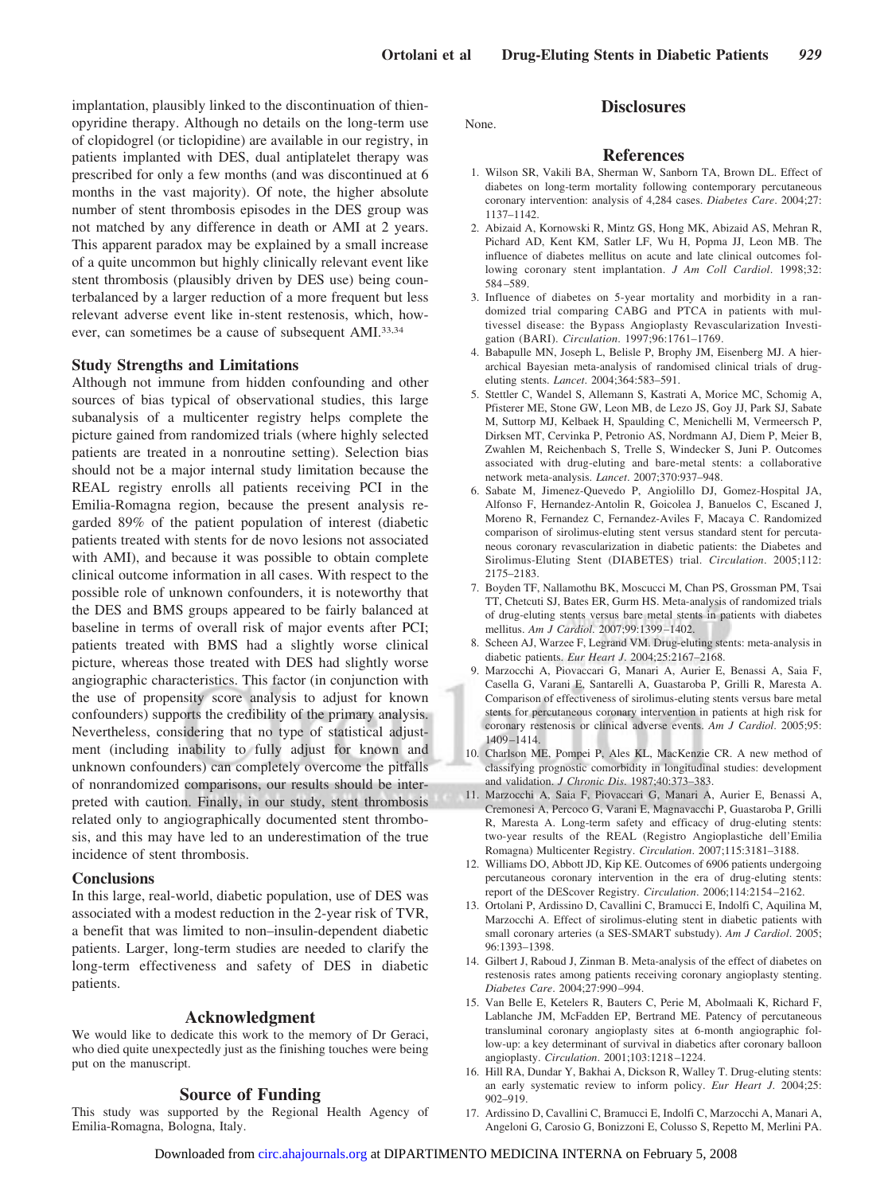implantation, plausibly linked to the discontinuation of thienopyridine therapy. Although no details on the long-term use of clopidogrel (or ticlopidine) are available in our registry, in patients implanted with DES, dual antiplatelet therapy was prescribed for only a few months (and was discontinued at 6 months in the vast majority). Of note, the higher absolute number of stent thrombosis episodes in the DES group was not matched by any difference in death or AMI at 2 years. This apparent paradox may be explained by a small increase of a quite uncommon but highly clinically relevant event like stent thrombosis (plausibly driven by DES use) being counterbalanced by a larger reduction of a more frequent but less relevant adverse event like in-stent restenosis, which, however, can sometimes be a cause of subsequent AMI.[33,34]

### Study Strengths and Limitations

Although not immune from hidden confounding and other sources of bias typical of observational studies, this large subanalysis of a multicenter registry helps complete the picture gained from randomized trials (where highly selected patients are treated in a nonroutine setting). Selection bias should not be a major internal study limitation because the REAL registry enrolls all patients receiving PCI in the Emilia-Romagna region, because the present analysis regarded 89% of the patient population of interest (diabetic patients treated with stents for de novo lesions not associated with AMI), and because it was possible to obtain complete clinical outcome information in all cases. With respect to the possible role of unknown confounders, it is noteworthy that the DES and BMS groups appeared to be fairly balanced at baseline in terms of overall risk of major events after PCI; patients treated with BMS had a slightly worse clinical picture, whereas those treated with DES had slightly worse angiographic characteristics. This factor (in conjunction with the use of propensity score analysis to adjust for known confounders) supports the credibility of the primary analysis. Nevertheless, considering that no type of statistical adjustment (including inability to fully adjust for known and unknown confounders) can completely overcome the pitfalls of nonrandomized comparisons, our results should be interpreted with caution. Finally, in our study, stent thrombosis related only to angiographically documented stent thrombosis, and this may have led to an underestimation of the true incidence of stent thrombosis.

### Conclusions

In this large, real-world, diabetic population, use of DES was associated with a modest reduction in the 2-year risk of TVR, a benefit that was limited to non–insulin-dependent diabetic patients. Larger, long-term studies are needed to clarify the long-term effectiveness and safety of DES in diabetic patients.

## Acknowledgment

We would like to dedicate this work to the memory of Dr Geraci, who died quite unexpectedly just as the finishing touches were being put on the manuscript.

## Source of Funding

This study was supported by the Regional Health Agency of Emilia-Romagna, Bologna, Italy.

## Disclosures

None.

## References

1. Wilson SR, Vakili BA, Sherman W, Sanborn TA, Brown DL. Effect of diabetes on long-term mortality following contemporary percutaneous coronary intervention: analysis of 4,284 cases. *Diabetes Care*. 2004;27:1137–1142.
2. Abizaid A, Kornowski R, Mintz GS, Hong MK, Abizaid AS, Mehran R, Pichard AD, Kent KM, Satler LF, Wu H, Popma JJ, Leon MB. The influence of diabetes mellitus on acute and late clinical outcomes following coronary stent implantation. *J Am Coll Cardiol*. 1998;32:584–589.
3. Influence of diabetes on 5-year mortality and morbidity in a randomized trial comparing CABG and PTCA in patients with multivessel disease: the Bypass Angioplasty Revascularization Investigation (BARI). *Circulation*. 1997;96:1761–1769.
4. Babapulle MN, Joseph L, Belisle P, Brophy JM, Eisenberg MJ. A hierarchical Bayesian meta-analysis of randomised clinical trials of drug-eluting stents. *Lancet*. 2004;364:583–591.
5. Stettler C, Wandel S, Allemann S, Kastrati A, Morice MC, Schomig A, Pfisterer ME, Stone GW, Leon MB, de Lezo JS, Goy JJ, Park SJ, Sabate M, Suttorp MJ, Kelbaek H, Spaulding C, Menichelli M, Vermeersch P, Dirksen MT, Cervinka P, Petronio AS, Nordmann AJ, Diem P, Meier B, Zwahlen M, Reichenbach S, Trelle S, Windecker S, Juni P. Outcomes associated with drug-eluting and bare-metal stents: a collaborative network meta-analysis. *Lancet*. 2007;370:937–948.
6. Sabate M, Jimenez-Quevedo P, Angiolillo DJ, Gomez-Hospital JA, Alfonso F, Hernandez-Antolin R, Goicolea J, Banuelos C, Escaned J, Moreno R, Fernandez C, Fernandez-Aviles F, Macaya C. Randomized comparison of sirolimus-eluting stent versus standard stent for percutaneous coronary revascularization in diabetic patients: the Diabetes and Sirolimus-Eluting Stent (DIABETES) trial. *Circulation*. 2005;112:2175–2183.
7. Boyden TF, Nallamothu BK, Moscucci M, Chan PS, Grossman PM, Tsai TT, Chetcuti SJ, Bates ER, Gurm HS. Meta-analysis of randomized trials of drug-eluting stents versus bare metal stents in patients with diabetes mellitus. *Am J Cardiol*. 2007;99:1399–1402.
8. Scheen AJ, Warzee F, Legrand VM. Drug-eluting stents: meta-analysis in diabetic patients. *Eur Heart J*. 2004;25:2167–2168.
9. Marzocchi A, Piovaccari G, Manari A, Aurier E, Benassi A, Saia F, Casella G, Varani E, Santarelli A, Guastaroba P, Grilli R, Maresta A. Comparison of effectiveness of sirolimus-eluting stents versus bare metal stents for percutaneous coronary intervention in patients at high risk for coronary restenosis or clinical adverse events. *Am J Cardiol*. 2005;95:1409–1414.
10. Charlson ME, Pompei P, Ales KL, MacKenzie CR. A new method of classifying prognostic comorbidity in longitudinal studies: development and validation. *J Chronic Dis*. 1987;40:373–383.
11. Marzocchi A, Saia F, Piovaccari G, Manari A, Aurier E, Benassi A, Cremonesi A, Percoco G, Varani E, Magnavacchi P, Guastaroba P, Grilli R, Maresta A. Long-term safety and efficacy of drug-eluting stents: two-year results of the REAL (Registro Angioplastiche dell'Emilia Romagna) Multicenter Registry. *Circulation*. 2007;115:3181–3188.
12. Williams DO, Abbott JD, Kip KE. Outcomes of 6906 patients undergoing percutaneous coronary intervention in the era of drug-eluting stents: report of the DEScover Registry. *Circulation*. 2006;114:2154–2162.
13. Ortolani P, Ardissino D, Cavallini C, Bramucci E, Indolfi C, Aquilina M, Marzocchi A. Effect of sirolimus-eluting stent in diabetic patients with small coronary arteries (a SES-SMART substudy). *Am J Cardiol*. 2005;96:1393–1398.
14. Gilbert J, Raboud J, Zinman B. Meta-analysis of the effect of diabetes on restenosis rates among patients receiving coronary angioplasty stenting. *Diabetes Care*. 2004;27:990–994.
15. Van Belle E, Ketelers R, Bauters C, Perie M, Abolmaali K, Richard F, Lablanche JM, McFadden EP, Bertrand ME. Patency of percutaneous transluminal coronary angioplasty sites at 6-month angiographic follow-up: a key determinant of survival in diabetics after coronary balloon angioplasty. *Circulation*. 2001;103:1218–1224.
16. Hill RA, Dundar Y, Bakhai A, Dickson R, Walley T. Drug-eluting stents: an early systematic review to inform policy. *Eur Heart J*. 2004;25:902–919.
17. Ardissino D, Cavallini C, Bramucci E, Indolfi C, Marzocchi A, Manari A, Angeloni G, Carosio G, Bonizzoni E, Colusso S, Repetto M, Merlini PA.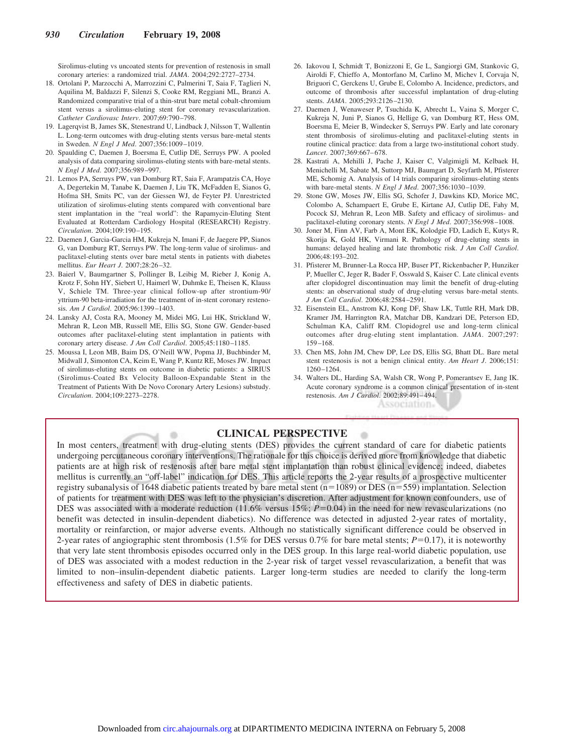Sirolimus-eluting vs uncoated stents for prevention of restenosis in small coronary arteries: a randomized trial. *JAMA*. 2004;292:2727–2734.

18. Ortolani P, Marzocchi A, Marrozzini C, Palmerini T, Saia F, Taglieri N, Aquilina M, Baldazzi F, Silenzi S, Cooke RM, Reggiani ML, Branzi A. Randomized comparative trial of a thin-strut bare metal cobalt-chromium stent versus a sirolimus-eluting stent for coronary revascularization. *Catheter Cardiovasc Interv*. 2007;69:790–798.
19. Lagerqvist B, James SK, Stenestrand U, Lindback J, Nilsson T, Wallentin L. Long-term outcomes with drug-eluting stents versus bare-metal stents in Sweden. *N Engl J Med*. 2007;356:1009–1019.
20. Spaulding C, Daemen J, Boersma E, Cutlip DE, Serruys PW. A pooled analysis of data comparing sirolimus-eluting stents with bare-metal stents. *N Engl J Med*. 2007;356:989–997.
21. Lemos PA, Serruys PW, van Domburg RT, Saia F, Arampatzis CA, Hoye A, Degertekin M, Tanabe K, Daemen J, Liu TK, McFadden E, Sianos G, Hofma SH, Smits PC, van der Giessen WJ, de Feyter PJ. Unrestricted utilization of sirolimus-eluting stents compared with conventional bare stent implantation in the "real world": the Rapamycin-Eluting Stent Evaluated at Rotterdam Cardiology Hospital (RESEARCH) Registry. *Circulation*. 2004;109:190–195.
22. Daemen J, Garcia-Garcia HM, Kukreja N, Imani F, de Jaegere PP, Sianos G, van Domburg RT, Serruys PW. The long-term value of sirolimus- and paclitaxel-eluting stents over bare metal stents in patients with diabetes mellitus. *Eur Heart J*. 2007;28:26–32.
23. Baierl V, Baumgartner S, Pollinger B, Leibig M, Rieber J, Konig A, Krotz F, Sohn HY, Siebert U, Haimerl W, Duhmke E, Theisen K, Klauss V, Schiele TM. Three-year clinical follow-up after strontium-90/yttrium-90 beta-irradiation for the treatment of in-stent coronary restenosis. *Am J Cardiol*. 2005;96:1399–1403.
24. Lansky AJ, Costa RA, Mooney M, Midei MG, Lui HK, Strickland W, Mehran R, Leon MB, Russell ME, Ellis SG, Stone GW. Gender-based outcomes after paclitaxel-eluting stent implantation in patients with coronary artery disease. *J Am Coll Cardiol*. 2005;45:1180–1185.
25. Moussa I, Leon MB, Baim DS, O'Neill WW, Popma JJ, Buchbinder M, Midwall J, Simonton CA, Keim E, Wang P, Kuntz RE, Moses JW. Impact of sirolimus-eluting stents on outcome in diabetic patients: a SIRIUS (Sirolimus-Coated Bx Velocity Balloon-Expandable Stent in the Treatment of Patients With De Novo Coronary Artery Lesions) substudy. *Circulation*. 2004;109:2273–2278.
26. Iakovou I, Schmidt T, Bonizzoni E, Ge L, Sangiorgi GM, Stankovic G, Airoldi F, Chieffo A, Montorfano M, Carlino M, Michev I, Corvaja N, Briguori C, Gerckens U, Grube E, Colombo A. Incidence, predictors, and outcome of thrombosis after successful implantation of drug-eluting stents. *JAMA*. 2005;293:2126–2130.
27. Daemen J, Wenaweser P, Tsuchida K, Abrecht L, Vaina S, Morger C, Kukreja N, Juni P, Sianos G, Hellige G, van Domburg RT, Hess OM, Boersma E, Meier B, Windecker S, Serruys PW. Early and late coronary stent thrombosis of sirolimus-eluting and paclitaxel-eluting stents in routine clinical practice: data from a large two-institutional cohort study. *Lancet*. 2007;369:667–678.
28. Kastrati A, Mehilli J, Pache J, Kaiser C, Valgimigli M, Kelbaek H, Menichelli M, Sabate M, Suttorp MJ, Baumgart D, Seyfarth M, Pfisterer ME, Schomig A. Analysis of 14 trials comparing sirolimus-eluting stents with bare-metal stents. *N Engl J Med*. 2007;356:1030–1039.
29. Stone GW, Moses JW, Ellis SG, Schofer J, Dawkins KD, Morice MC, Colombo A, Schampaert E, Grube E, Kirtane AJ, Cutlip DE, Fahy M, Pocock SJ, Mehran R, Leon MB. Safety and efficacy of sirolimus- and paclitaxel-eluting coronary stents. *N Engl J Med*. 2007;356:998–1008.
30. Joner M, Finn AV, Farb A, Mont EK, Kolodgie FD, Ladich E, Kutys R, Skorija K, Gold HK, Virmani R. Pathology of drug-eluting stents in humans: delayed healing and late thrombotic risk. *J Am Coll Cardiol*. 2006;48:193–202.
31. Pfisterer M, Brunner-La Rocca HP, Buser PT, Rickenbacher P, Hunziker P, Mueller C, Jeger R, Bader F, Osswald S, Kaiser C. Late clinical events after clopidogrel discontinuation may limit the benefit of drug-eluting stents: an observational study of drug-eluting versus bare-metal stents. *J Am Coll Cardiol*. 2006;48:2584–2591.
32. Eisenstein EL, Anstrom KJ, Kong DF, Shaw LK, Tuttle RH, Mark DB, Kramer JM, Harrington RA, Matchar DB, Kandzari DE, Peterson ED, Schulman KA, Califf RM. Clopidogrel use and long-term clinical outcomes after drug-eluting stent implantation. *JAMA*. 2007;297:159–168.
33. Chen MS, John JM, Chew DP, Lee DS, Ellis SG, Bhatt DL. Bare metal stent restenosis is not a benign clinical entity. *Am Heart J*. 2006;151:1260–1264.
34. Walters DL, Harding SA, Walsh CR, Wong P, Pomerantsev E, Jang IK. Acute coronary syndrome is a common clinical presentation of in-stent restenosis. *Am J Cardiol*. 2002;89:491–494.

## CLINICAL PERSPECTIVE

In most centers, treatment with drug-eluting stents (DES) provides the current standard of care for diabetic patients undergoing percutaneous coronary interventions. The rationale for this choice is derived more from knowledge that diabetic patients are at high risk of restenosis after bare metal stent implantation than robust clinical evidence; indeed, diabetes mellitus is currently an "off-label" indication for DES. This article reports the 2-year results of a prospective multicenter registry subanalysis of 1648 diabetic patients treated by bare metal stent (n=1089) or DES (n=559) implantation. Selection of patients for treatment with DES was left to the physician's discretion. After adjustment for known confounders, use of DES was associated with a moderate reduction (11.6% versus 15%; $P=0.04$) in the need for new revascularizations (no benefit was detected in insulin-dependent diabetics). No difference was detected in adjusted 2-year rates of mortality, mortality or reinfarction, or major adverse events. Although no statistically significant difference could be observed in 2-year rates of angiographic stent thrombosis (1.5% for DES versus 0.7% for bare metal stents; $P=0.17$), it is noteworthy that very late stent thrombosis episodes occurred only in the DES group. In this large real-world diabetic population, use of DES was associated with a modest reduction in the 2-year risk of target vessel revascularization, a benefit that was limited to non–insulin-dependent diabetic patients. Larger long-term studies are needed to clarify the long-term effectiveness and safety of DES in diabetic patients.